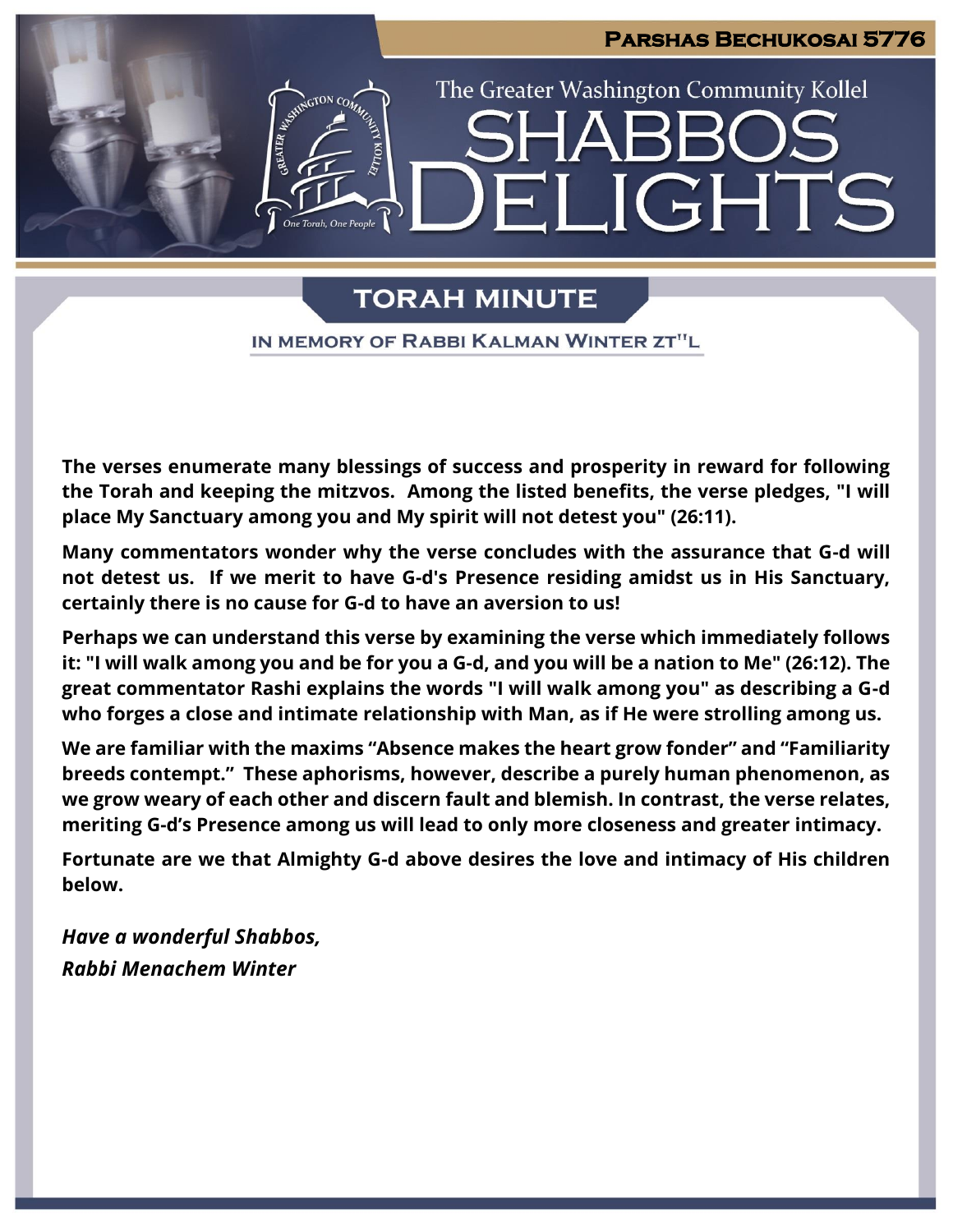# Parshas Bechukosai 5776

The Greater Washington Community Kollel

# SHABBOS DELIGHTS

## TORAH MINUTE

### IN MEMORY OF RABBI KALMAN WINTER ZT"L

**The verses enumerate many blessings of success and prosperity in reward for following the Torah and keeping the mitzvos. Among the listed benefits, the verse pledges, "I will place My Sanctuary among you and My spirit will not detest you" (26:11).**

**Many commentators wonder why the verse concludes with the assurance that G-d will not detest us. If we merit to have G-d's Presence residing amidst us in His Sanctuary, certainly there is no cause for G-d to have an aversion to us!**

**Perhaps we can understand this verse by examining the verse which immediately follows it: "I will walk among you and be for you a G-d, and you will be a nation to Me" (26:12). The great commentator Rashi explains the words "I will walk among you" as describing a G-d who forges a close and intimate relationship with Man, as if He were strolling among us.**

**We are familiar with the maxims "Absence makes the heart grow fonder" and "Familiarity breeds contempt." These aphorisms, however, describe a purely human phenomenon, as we grow weary of each other and discern fault and blemish. In contrast, the verse relates, meriting G-d's Presence among us will lead to only more closeness and greater intimacy.**

**Fortunate are we that Almighty G-d above desires the love and intimacy of His children below.**

***Have a wonderful Shabbos,***
***Rabbi Menachem Winter***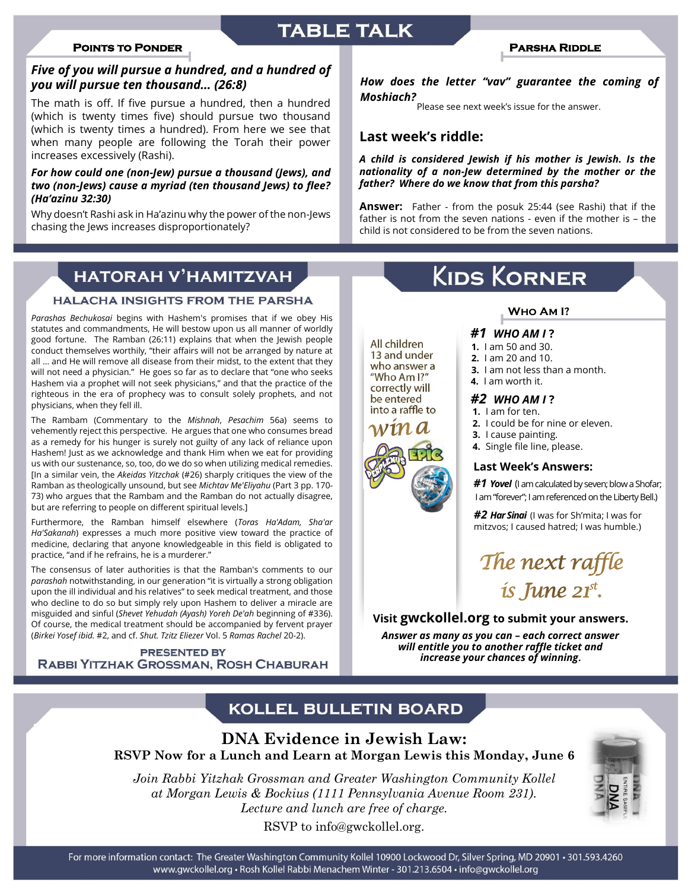# TABLE TALK

## Points to Ponder

***Five of you will pursue a hundred, and a hundred of you will pursue ten thousand... (26:8)***

The math is off. If five pursue a hundred, then a hundred (which is twenty times five) should pursue two thousand (which is twenty times a hundred). From here we see that when many people are following the Torah their power increases excessively (Rashi).

***For how could one (non-Jew) pursue a thousand (Jews), and two (non-Jews) cause a myriad (ten thousand Jews) to flee? (Ha'azinu 32:30)***

Why doesn't Rashi ask in Ha'azinu why the power of the non-Jews chasing the Jews increases disproportionately?

## Parsha Riddle

***How does the letter "vav" guarantee the coming of Moshiach?***

Please see next week's issue for the answer.

### Last week's riddle:

***A child is considered Jewish if his mother is Jewish. Is the nationality of a non-Jew determined by the mother or the father? Where do we know that from this parsha?***

**Answer:** Father - from the posuk 25:44 (see Rashi) that if the father is not from the seven nations - even if the mother is – the child is not considered to be from the seven nations.

# HATORAH V'HAMITZVAH

## HALACHA INSIGHTS FROM THE PARSHA

*Parashas Bechukosai* begins with Hashem's promises that if we obey His statutes and commandments, He will bestow upon us all manner of worldly good fortune. The Ramban (26:11) explains that when the Jewish people conduct themselves worthily, "their affairs will not be arranged by nature at all ... and He will remove all disease from their midst, to the extent that they will not need a physician." He goes so far as to declare that "one who seeks Hashem via a prophet will not seek physicians," and that the practice of the righteous in the era of prophecy was to consult solely prophets, and not physicians, when they fell ill.

The Rambam (Commentary to the *Mishnah*, *Pesachim* 56a) seems to vehemently reject this perspective. He argues that one who consumes bread as a remedy for his hunger is surely not guilty of any lack of reliance upon Hashem! Just as we acknowledge and thank Him when we eat for providing us with our sustenance, so, too, do we do so when utilizing medical remedies. [In a similar vein, the *Akeidas Yitzchak* (#26) sharply critiques the view of the Ramban as theologically unsound, but see *Michtav Me'Eliyahu* (Part 3 pp. 170-73) who argues that the Rambam and the Ramban do not actually disagree, but are referring to people on different spiritual levels.]

Furthermore, the Ramban himself elsewhere (*Toras Ha'Adam, Sha'ar Ha'Sakanah*) expresses a much more positive view toward the practice of medicine, declaring that anyone knowledgeable in this field is obligated to practice, "and if he refrains, he is a murderer."

The consensus of later authorities is that the Ramban's comments to our *parashah* notwithstanding, in our generation "it is virtually a strong obligation upon the ill individual and his relatives" to seek medical treatment, and those who decline to do so but simply rely upon Hashem to deliver a miracle are misguided and sinful (*Shevet Yehudah (Ayash) Yoreh De'ah* beginning of #336). Of course, the medical treatment should be accompanied by fervent prayer (*Birkei Yosef ibid.* #2, and cf. *Shut. Tzitz Eliezer* Vol. 5 *Ramas Rachel* 20-2).

PRESENTED BY
RABBI YITZHAK GROSSMAN, ROSH CHABURAH

# Kids Korner

All children 13 and under who answer a "Who Am I?" correctly will be entered into a raffle to win a Perplexus Epic

## Who Am I?

### #1 WHO AM I ?

1. I am 50 and 30.
2. I am 20 and 10.
3. I am not less than a month.
4. I am worth it.

### #2 WHO AM I ?

1. I am for ten.
2. I could be for nine or eleven.
3. I cause painting.
4. Single file line, please.

### Last Week's Answers:

***#1 Yovel*** (I am calculated by seven; blow a Shofar; I am "forever"; I am referenced on the Liberty Bell.)

***#2 Har Sinai*** (I was for Sh'mita; I was for mitzvos; I caused hatred; I was humble.)

*The next raffle is June 21st.*

**Visit gwckollel.org to submit your answers.**

***Answer as many as you can – each correct answer will entitle you to another raffle ticket and increase your chances of winning.***

# KOLLEL BULLETIN BOARD

## DNA Evidence in Jewish Law:

**RSVP Now for a Lunch and Learn at Morgan Lewis this Monday, June 6**

*Join Rabbi Yitzhak Grossman and Greater Washington Community Kollel at Morgan Lewis & Bockius (1111 Pennsylvania Avenue Room 231). Lecture and lunch are free of charge.*

RSVP to info@gwckollel.org.

For more information contact: The Greater Washington Community Kollel 10900 Lockwood Dr, Silver Spring, MD 20901 • 301.593.4260
www.gwckollel.org • Rosh Kollel Rabbi Menachem Winter - 301.213.6504 • info@gwckollel.org